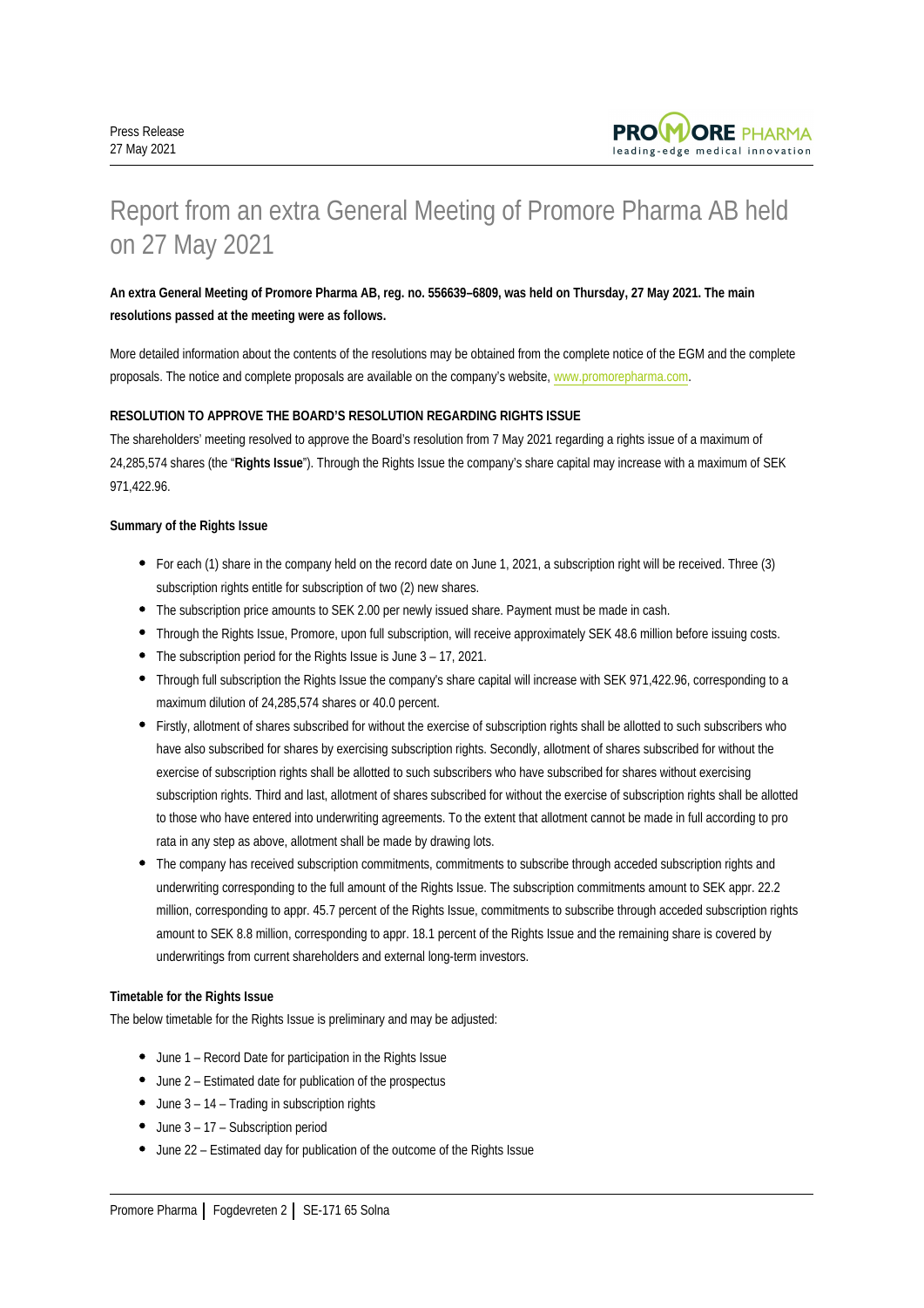Press Release
27 May 2021

# Report from an extra General Meeting of Promore Pharma AB held on 27 May 2021

**An extra General Meeting of Promore Pharma AB, reg. no. 556639–6809, was held on Thursday, 27 May 2021. The main resolutions passed at the meeting were as follows.**

More detailed information about the contents of the resolutions may be obtained from the complete notice of the EGM and the complete proposals. The notice and complete proposals are available on the company's website, www.promorepharma.com.

**RESOLUTION TO APPROVE THE BOARD'S RESOLUTION REGARDING RIGHTS ISSUE**

The shareholders' meeting resolved to approve the Board's resolution from 7 May 2021 regarding a rights issue of a maximum of 24,285,574 shares (the "**Rights Issue**"). Through the Rights Issue the company's share capital may increase with a maximum of SEK 971,422.96.

**Summary of the Rights Issue**

- For each (1) share in the company held on the record date on June 1, 2021, a subscription right will be received. Three (3) subscription rights entitle for subscription of two (2) new shares.
- The subscription price amounts to SEK 2.00 per newly issued share. Payment must be made in cash.
- Through the Rights Issue, Promore, upon full subscription, will receive approximately SEK 48.6 million before issuing costs.
- The subscription period for the Rights Issue is June 3 – 17, 2021.
- Through full subscription the Rights Issue the company's share capital will increase with SEK 971,422.96, corresponding to a maximum dilution of 24,285,574 shares or 40.0 percent.
- Firstly, allotment of shares subscribed for without the exercise of subscription rights shall be allotted to such subscribers who have also subscribed for shares by exercising subscription rights. Secondly, allotment of shares subscribed for without the exercise of subscription rights shall be allotted to such subscribers who have subscribed for shares without exercising subscription rights. Third and last, allotment of shares subscribed for without the exercise of subscription rights shall be allotted to those who have entered into underwriting agreements. To the extent that allotment cannot be made in full according to pro rata in any step as above, allotment shall be made by drawing lots.
- The company has received subscription commitments, commitments to subscribe through acceded subscription rights and underwriting corresponding to the full amount of the Rights Issue. The subscription commitments amount to SEK appr. 22.2 million, corresponding to appr. 45.7 percent of the Rights Issue, commitments to subscribe through acceded subscription rights amount to SEK 8.8 million, corresponding to appr. 18.1 percent of the Rights Issue and the remaining share is covered by underwritings from current shareholders and external long-term investors.

**Timetable for the Rights Issue**

The below timetable for the Rights Issue is preliminary and may be adjusted:

- June 1 – Record Date for participation in the Rights Issue
- June 2 – Estimated date for publication of the prospectus
- June 3 – 14 – Trading in subscription rights
- June 3 – 17 – Subscription period
- June 22 – Estimated day for publication of the outcome of the Rights Issue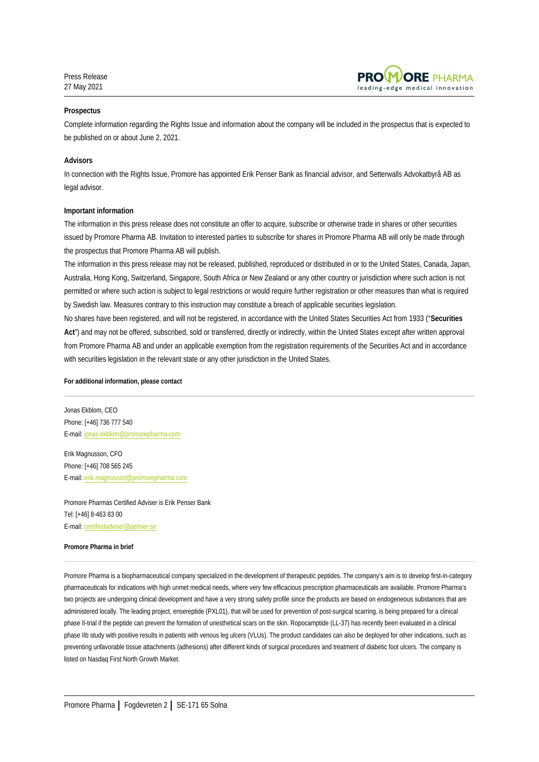### Prospectus

Complete information regarding the Rights Issue and information about the company will be included in the prospectus that is expected to be published on or about June 2, 2021.

### Advisors

In connection with the Rights Issue, Promore has appointed Erik Penser Bank as financial advisor, and Setterwalls Advokatbyrå AB as legal advisor.

### Important information

The information in this press release does not constitute an offer to acquire, subscribe or otherwise trade in shares or other securities issued by Promore Pharma AB. Invitation to interested parties to subscribe for shares in Promore Pharma AB will only be made through the prospectus that Promore Pharma AB will publish.

The information in this press release may not be released, published, reproduced or distributed in or to the United States, Canada, Japan, Australia, Hong Kong, Switzerland, Singapore, South Africa or New Zealand or any other country or jurisdiction where such action is not permitted or where such action is subject to legal restrictions or would require further registration or other measures than what is required by Swedish law. Measures contrary to this instruction may constitute a breach of applicable securities legislation.

No shares have been registered, and will not be registered, in accordance with the United States Securities Act from 1933 ("**Securities Act**") and may not be offered, subscribed, sold or transferred, directly or indirectly, within the United States except after written approval from Promore Pharma AB and under an applicable exemption from the registration requirements of the Securities Act and in accordance with securities legislation in the relevant state or any other jurisdiction in the United States.

**For additional information, please contact**

Jonas Ekblom, CEO
Phone: [+46] 736 777 540
E-mail: jonas.ekblom@promorepharma.com

Erik Magnusson, CFO
Phone: [+46] 708 565 245
E-mail: erik.magnusson@promorepharma.com

Promore Pharmas Certified Adviser is Erik Penser Bank
Tel: [+46] 8-463 83 00
E-mail: certifiedadviser@penser.se

**Promore Pharma in brief**

Promore Pharma is a biopharmaceutical company specialized in the development of therapeutic peptides. The company's aim is to develop first-in-category pharmaceuticals for indications with high unmet medical needs, where very few efficacious prescription pharmaceuticals are available. Promore Pharma's two projects are undergoing clinical development and have a very strong safety profile since the products are based on endogeneous substances that are administered locally. The leading project, ensereptide (PXL01), that will be used for prevention of post-surgical scarring, is being prepared for a clinical phase II-trial if the peptide can prevent the formation of unesthetical scars on the skin. Ropocamptide (LL-37) has recently been evaluated in a clinical phase IIb study with positive results in patients with venous leg ulcers (VLUs). The product candidates can also be deployed for other indications, such as preventing unfavorable tissue attachments (adhesions) after different kinds of surgical procedures and treatment of diabetic foot ulcers. The company is listed on Nasdaq First North Growth Market.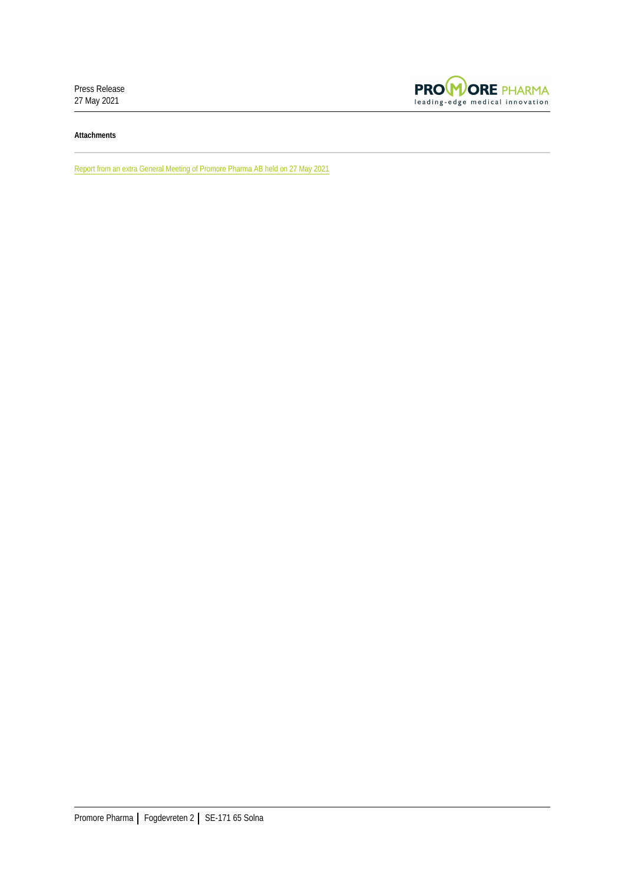**Attachments**

Report from an extra General Meeting of Promore Pharma AB held on 27 May 2021